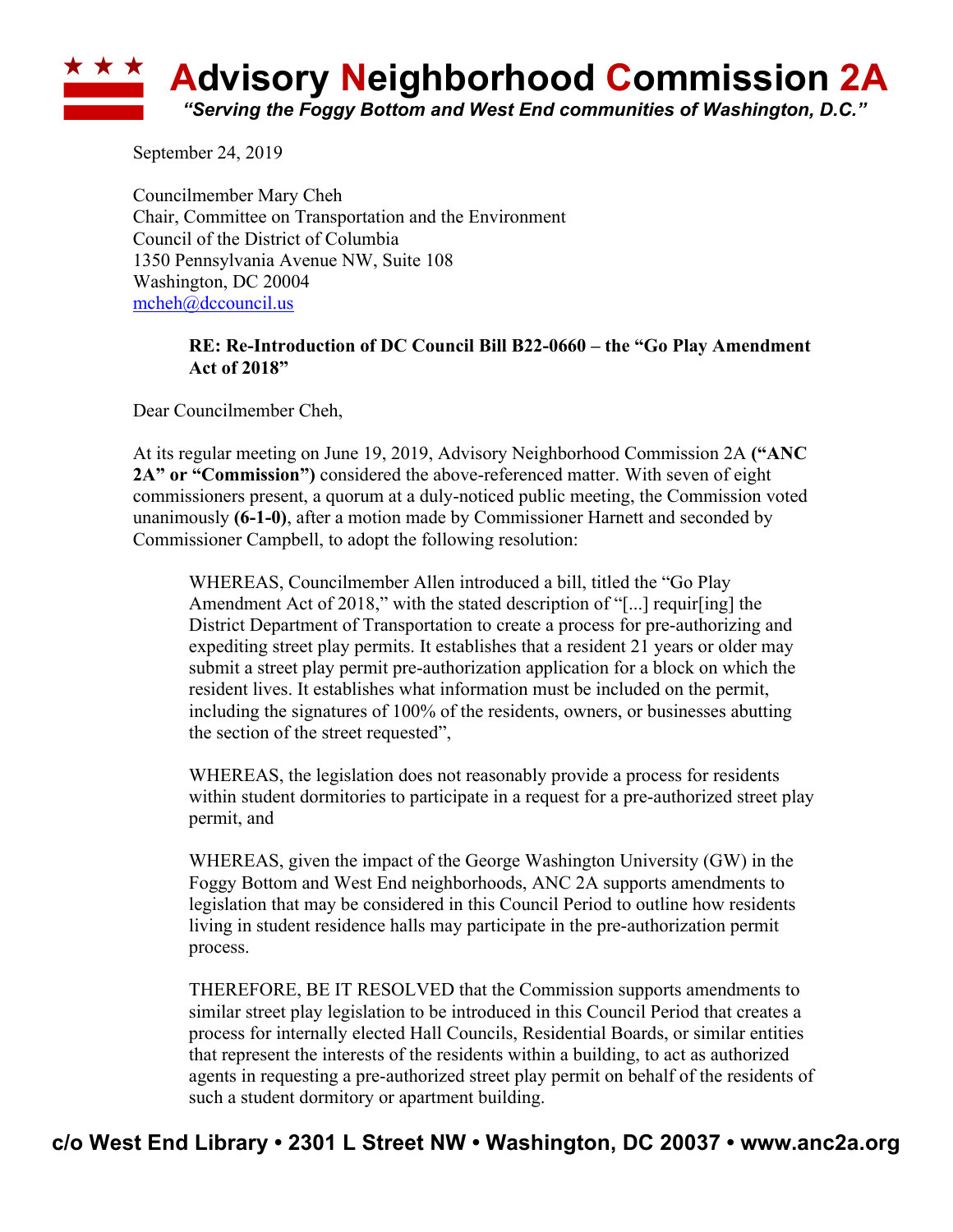# Advisory Neighborhood Commission 2A

*"Serving the Foggy Bottom and West End communities of Washington, D.C."*

September 24, 2019

Councilmember Mary Cheh
Chair, Committee on Transportation and the Environment
Council of the District of Columbia
1350 Pennsylvania Avenue NW, Suite 108
Washington, DC 20004
mcheh@dccouncil.us

**RE: Re-Introduction of DC Council Bill B22-0660 – the "Go Play Amendment Act of 2018"**

Dear Councilmember Cheh,

At its regular meeting on June 19, 2019, Advisory Neighborhood Commission 2A **("ANC 2A" or "Commission")** considered the above-referenced matter. With seven of eight commissioners present, a quorum at a duly-noticed public meeting, the Commission voted unanimously **(6-1-0)**, after a motion made by Commissioner Harnett and seconded by Commissioner Campbell, to adopt the following resolution:

> WHEREAS, Councilmember Allen introduced a bill, titled the "Go Play Amendment Act of 2018," with the stated description of "[...] requir[ing] the District Department of Transportation to create a process for pre-authorizing and expediting street play permits. It establishes that a resident 21 years or older may submit a street play permit pre-authorization application for a block on which the resident lives. It establishes what information must be included on the permit, including the signatures of 100% of the residents, owners, or businesses abutting the section of the street requested",
>
> WHEREAS, the legislation does not reasonably provide a process for residents within student dormitories to participate in a request for a pre-authorized street play permit, and
>
> WHEREAS, given the impact of the George Washington University (GW) in the Foggy Bottom and West End neighborhoods, ANC 2A supports amendments to legislation that may be considered in this Council Period to outline how residents living in student residence halls may participate in the pre-authorization permit process.
>
> THEREFORE, BE IT RESOLVED that the Commission supports amendments to similar street play legislation to be introduced in this Council Period that creates a process for internally elected Hall Councils, Residential Boards, or similar entities that represent the interests of the residents within a building, to act as authorized agents in requesting a pre-authorized street play permit on behalf of the residents of such a student dormitory or apartment building.

**c/o West End Library • 2301 L Street NW • Washington, DC 20037 • www.anc2a.org**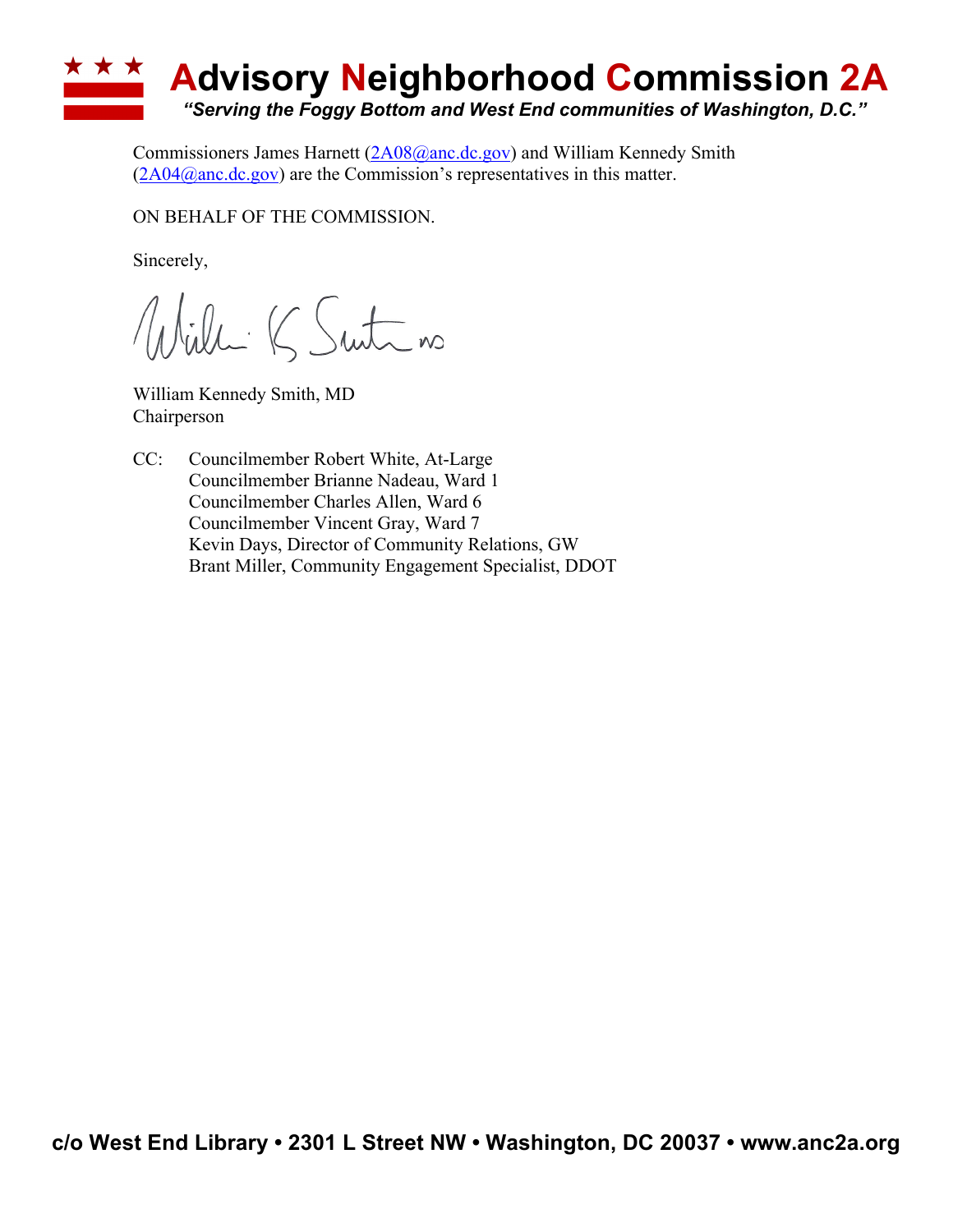Commissioners James Harnett (2A08@anc.dc.gov) and William Kennedy Smith (2A04@anc.dc.gov) are the Commission's representatives in this matter.

ON BEHALF OF THE COMMISSION.

Sincerely,

William Kennedy Smith, MD
Chairperson

CC: Councilmember Robert White, At-Large
Councilmember Brianne Nadeau, Ward 1
Councilmember Charles Allen, Ward 6
Councilmember Vincent Gray, Ward 7
Kevin Days, Director of Community Relations, GW
Brant Miller, Community Engagement Specialist, DDOT